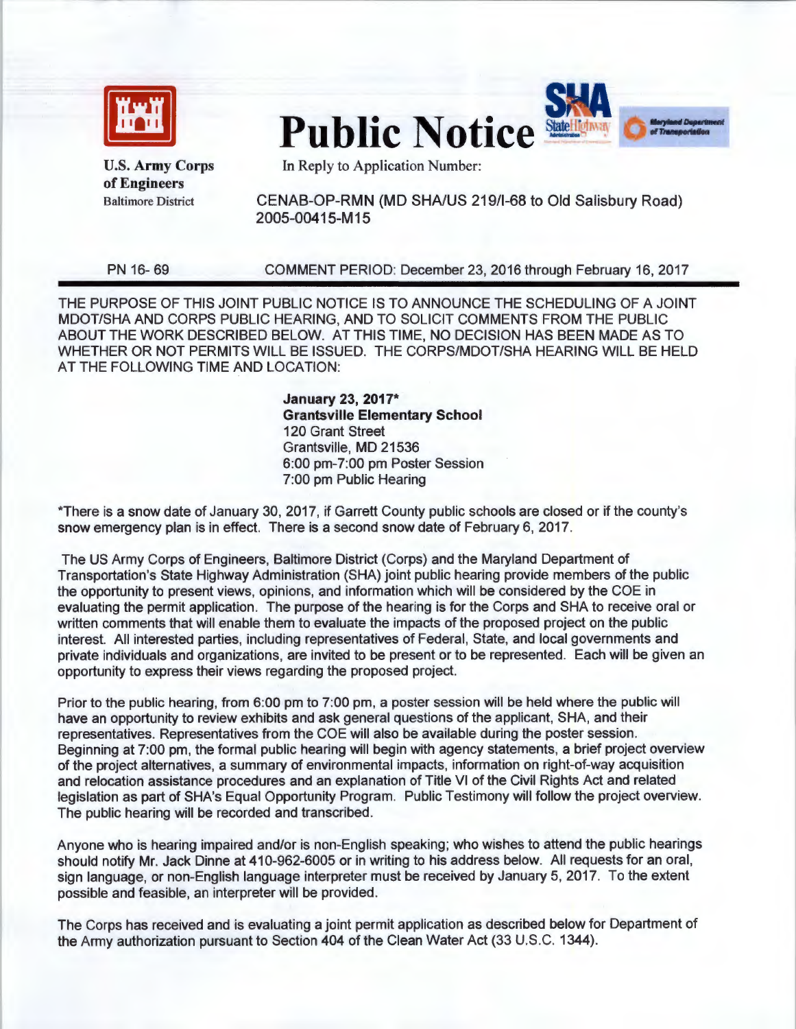**U.S. Army Corps of Engineers**
Baltimore District

# Public Notice

In Reply to Application Number:

CENAB-OP-RMN (MD SHA/US 219/I-68 to Old Salisbury Road)
2005-00415-M15

PN 16- 69 COMMENT PERIOD: December 23, 2016 through February 16, 2017

THE PURPOSE OF THIS JOINT PUBLIC NOTICE IS TO ANNOUNCE THE SCHEDULING OF A JOINT MDOT/SHA AND CORPS PUBLIC HEARING, AND TO SOLICIT COMMENTS FROM THE PUBLIC ABOUT THE WORK DESCRIBED BELOW. AT THIS TIME, NO DECISION HAS BEEN MADE AS TO WHETHER OR NOT PERMITS WILL BE ISSUED. THE CORPS/MDOT/SHA HEARING WILL BE HELD AT THE FOLLOWING TIME AND LOCATION:

**January 23, 2017***
**Grantsville Elementary School**
120 Grant Street
Grantsville, MD 21536
6:00 pm-7:00 pm Poster Session
7:00 pm Public Hearing

*There is a snow date of January 30, 2017, if Garrett County public schools are closed or if the county's snow emergency plan is in effect. There is a second snow date of February 6, 2017.

The US Army Corps of Engineers, Baltimore District (Corps) and the Maryland Department of Transportation's State Highway Administration (SHA) joint public hearing provide members of the public the opportunity to present views, opinions, and information which will be considered by the COE in evaluating the permit application. The purpose of the hearing is for the Corps and SHA to receive oral or written comments that will enable them to evaluate the impacts of the proposed project on the public interest. All interested parties, including representatives of Federal, State, and local governments and private individuals and organizations, are invited to be present or to be represented. Each will be given an opportunity to express their views regarding the proposed project.

Prior to the public hearing, from 6:00 pm to 7:00 pm, a poster session will be held where the public will have an opportunity to review exhibits and ask general questions of the applicant, SHA, and their representatives. Representatives from the COE will also be available during the poster session. Beginning at 7:00 pm, the formal public hearing will begin with agency statements, a brief project overview of the project alternatives, a summary of environmental impacts, information on right-of-way acquisition and relocation assistance procedures and an explanation of Title VI of the Civil Rights Act and related legislation as part of SHA's Equal Opportunity Program. Public Testimony will follow the project overview. The public hearing will be recorded and transcribed.

Anyone who is hearing impaired and/or is non-English speaking; who wishes to attend the public hearings should notify Mr. Jack Dinne at 410-962-6005 or in writing to his address below. All requests for an oral, sign language, or non-English language interpreter must be received by January 5, 2017. To the extent possible and feasible, an interpreter will be provided.

The Corps has received and is evaluating a joint permit application as described below for Department of the Army authorization pursuant to Section 404 of the Clean Water Act (33 U.S.C. 1344).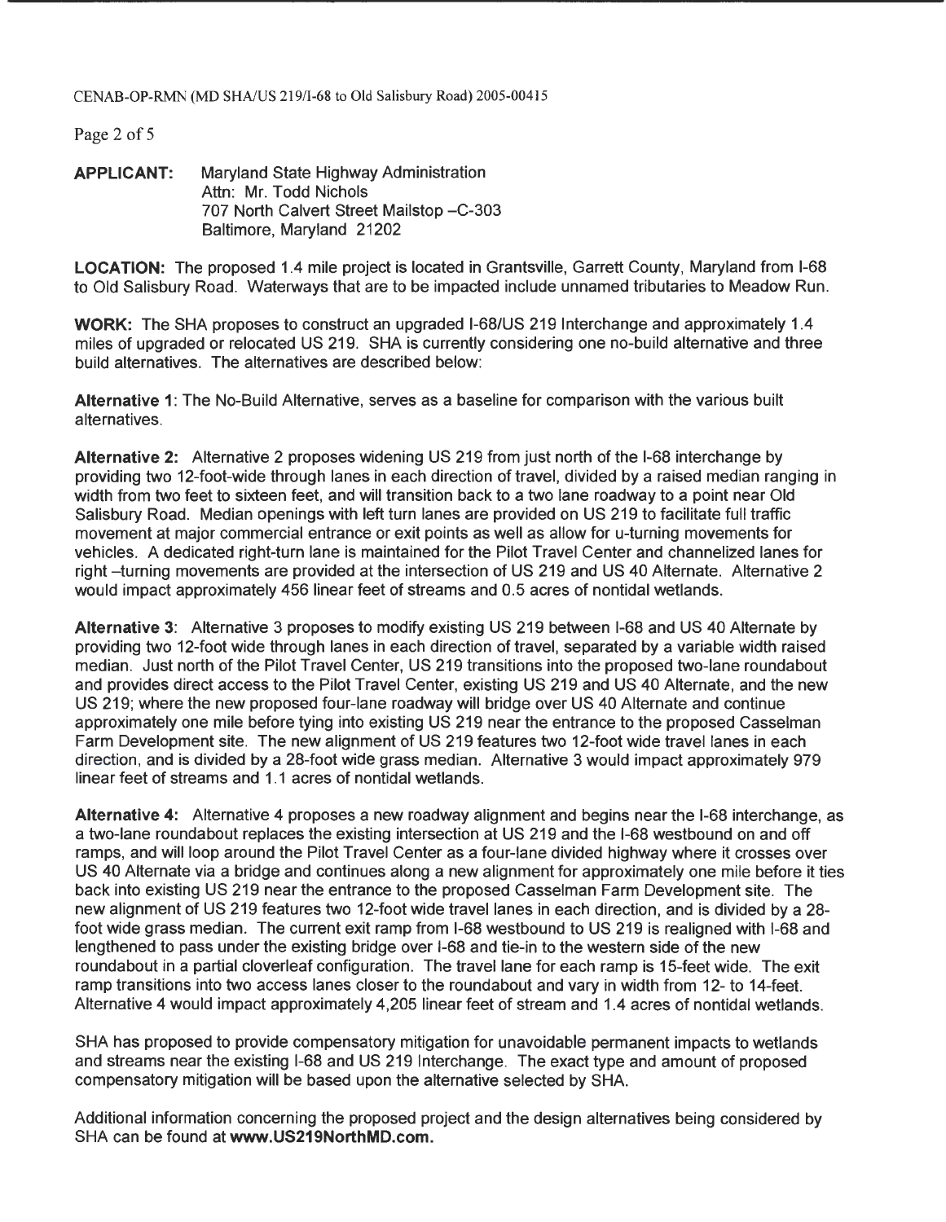**APPLICANT:** Maryland State Highway Administration
Attn: Mr. Todd Nichols
707 North Calvert Street Mailstop –C-303
Baltimore, Maryland 21202

**LOCATION:** The proposed 1.4 mile project is located in Grantsville, Garrett County, Maryland from I-68 to Old Salisbury Road. Waterways that are to be impacted include unnamed tributaries to Meadow Run.

**WORK:** The SHA proposes to construct an upgraded I-68/US 219 Interchange and approximately 1.4 miles of upgraded or relocated US 219. SHA is currently considering one no-build alternative and three build alternatives. The alternatives are described below:

**Alternative 1**: The No-Build Alternative, serves as a baseline for comparison with the various built alternatives.

**Alternative 2:** Alternative 2 proposes widening US 219 from just north of the I-68 interchange by providing two 12-foot-wide through lanes in each direction of travel, divided by a raised median ranging in width from two feet to sixteen feet, and will transition back to a two lane roadway to a point near Old Salisbury Road. Median openings with left turn lanes are provided on US 219 to facilitate full traffic movement at major commercial entrance or exit points as well as allow for u-turning movements for vehicles. A dedicated right-turn lane is maintained for the Pilot Travel Center and channelized lanes for right –turning movements are provided at the intersection of US 219 and US 40 Alternate. Alternative 2 would impact approximately 456 linear feet of streams and 0.5 acres of nontidal wetlands.

**Alternative 3**: Alternative 3 proposes to modify existing US 219 between I-68 and US 40 Alternate by providing two 12-foot wide through lanes in each direction of travel, separated by a variable width raised median. Just north of the Pilot Travel Center, US 219 transitions into the proposed two-lane roundabout and provides direct access to the Pilot Travel Center, existing US 219 and US 40 Alternate, and the new US 219; where the new proposed four-lane roadway will bridge over US 40 Alternate and continue approximately one mile before tying into existing US 219 near the entrance to the proposed Casselman Farm Development site. The new alignment of US 219 features two 12-foot wide travel lanes in each direction, and is divided by a 28-foot wide grass median. Alternative 3 would impact approximately 979 linear feet of streams and 1.1 acres of nontidal wetlands.

**Alternative 4:** Alternative 4 proposes a new roadway alignment and begins near the I-68 interchange, as a two-lane roundabout replaces the existing intersection at US 219 and the I-68 westbound on and off ramps, and will loop around the Pilot Travel Center as a four-lane divided highway where it crosses over US 40 Alternate via a bridge and continues along a new alignment for approximately one mile before it ties back into existing US 219 near the entrance to the proposed Casselman Farm Development site. The new alignment of US 219 features two 12-foot wide travel lanes in each direction, and is divided by a 28-foot wide grass median. The current exit ramp from I-68 westbound to US 219 is realigned with I-68 and lengthened to pass under the existing bridge over I-68 and tie-in to the western side of the new roundabout in a partial cloverleaf configuration. The travel lane for each ramp is 15-feet wide. The exit ramp transitions into two access lanes closer to the roundabout and vary in width from 12- to 14-feet. Alternative 4 would impact approximately 4,205 linear feet of stream and 1.4 acres of nontidal wetlands.

SHA has proposed to provide compensatory mitigation for unavoidable permanent impacts to wetlands and streams near the existing I-68 and US 219 Interchange. The exact type and amount of proposed compensatory mitigation will be based upon the alternative selected by SHA.

Additional information concerning the proposed project and the design alternatives being considered by SHA can be found at **www.US219NorthMD.com.**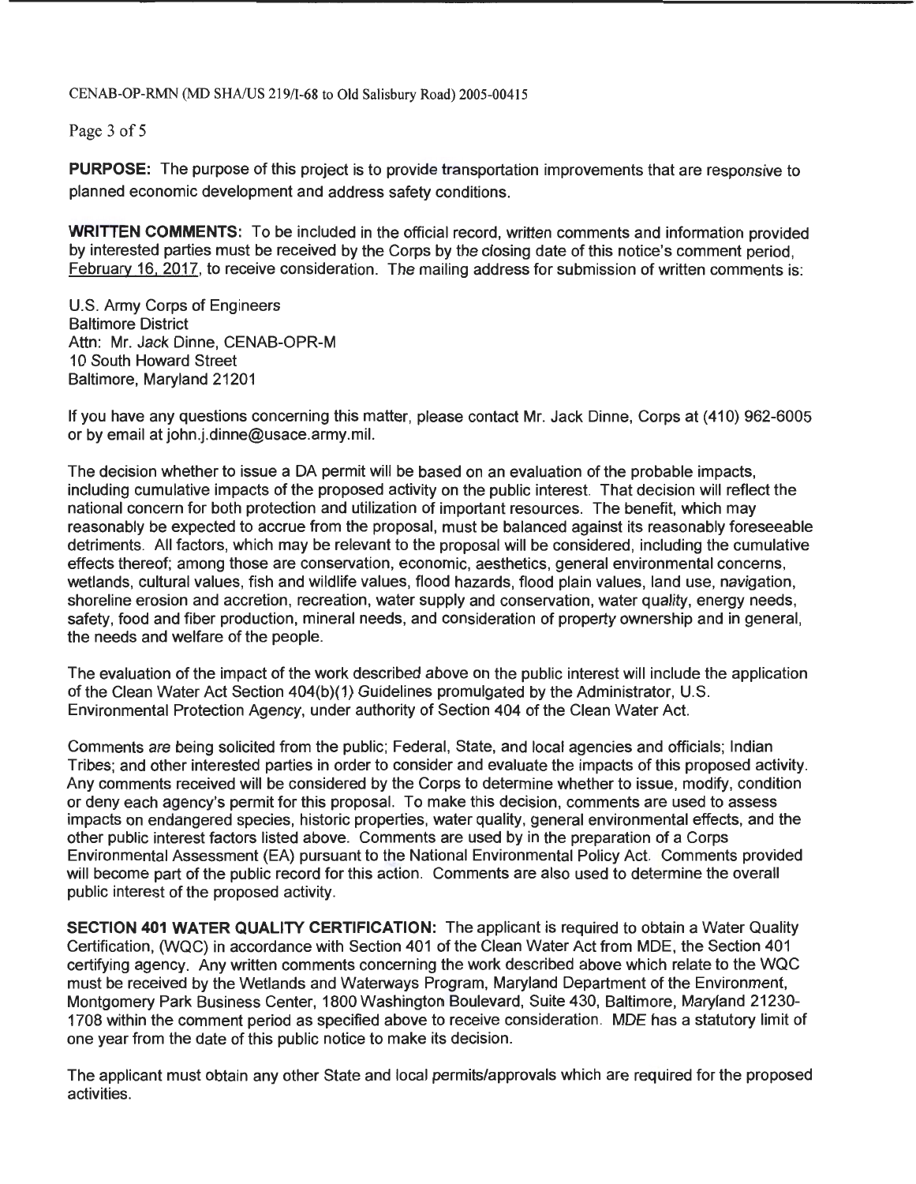**PURPOSE:** The purpose of this project is to provide transportation improvements that are responsive to planned economic development and address safety conditions.

**WRITTEN COMMENTS:** To be included in the official record, written comments and information provided by interested parties must be received by the Corps by the closing date of this notice's comment period, February 16, 2017, to receive consideration. The mailing address for submission of written comments is:

U.S. Army Corps of Engineers
Baltimore District
Attn: Mr. Jack Dinne, CENAB-OPR-M
10 South Howard Street
Baltimore, Maryland 21201

If you have any questions concerning this matter, please contact Mr. Jack Dinne, Corps at (410) 962-6005 or by email at john.j.dinne@usace.army.mil.

The decision whether to issue a DA permit will be based on an evaluation of the probable impacts, including cumulative impacts of the proposed activity on the public interest. That decision will reflect the national concern for both protection and utilization of important resources. The benefit, which may reasonably be expected to accrue from the proposal, must be balanced against its reasonably foreseeable detriments. All factors, which may be relevant to the proposal will be considered, including the cumulative effects thereof; among those are conservation, economic, aesthetics, general environmental concerns, wetlands, cultural values, fish and wildlife values, flood hazards, flood plain values, land use, navigation, shoreline erosion and accretion, recreation, water supply and conservation, water quality, energy needs, safety, food and fiber production, mineral needs, and consideration of property ownership and in general, the needs and welfare of the people.

The evaluation of the impact of the work described above on the public interest will include the application of the Clean Water Act Section 404(b)(1) Guidelines promulgated by the Administrator, U.S. Environmental Protection Agency, under authority of Section 404 of the Clean Water Act.

Comments are being solicited from the public; Federal, State, and local agencies and officials; Indian Tribes; and other interested parties in order to consider and evaluate the impacts of this proposed activity. Any comments received will be considered by the Corps to determine whether to issue, modify, condition or deny each agency's permit for this proposal. To make this decision, comments are used to assess impacts on endangered species, historic properties, water quality, general environmental effects, and the other public interest factors listed above. Comments are used by in the preparation of a Corps Environmental Assessment (EA) pursuant to the National Environmental Policy Act. Comments provided will become part of the public record for this action. Comments are also used to determine the overall public interest of the proposed activity.

**SECTION 401 WATER QUALITY CERTIFICATION:** The applicant is required to obtain a Water Quality Certification, (WQC) in accordance with Section 401 of the Clean Water Act from MDE, the Section 401 certifying agency. Any written comments concerning the work described above which relate to the WQC must be received by the Wetlands and Waterways Program, Maryland Department of the Environment, Montgomery Park Business Center, 1800 Washington Boulevard, Suite 430, Baltimore, Maryland 21230-1708 within the comment period as specified above to receive consideration. MDE has a statutory limit of one year from the date of this public notice to make its decision.

The applicant must obtain any other State and local permits/approvals which are required for the proposed activities.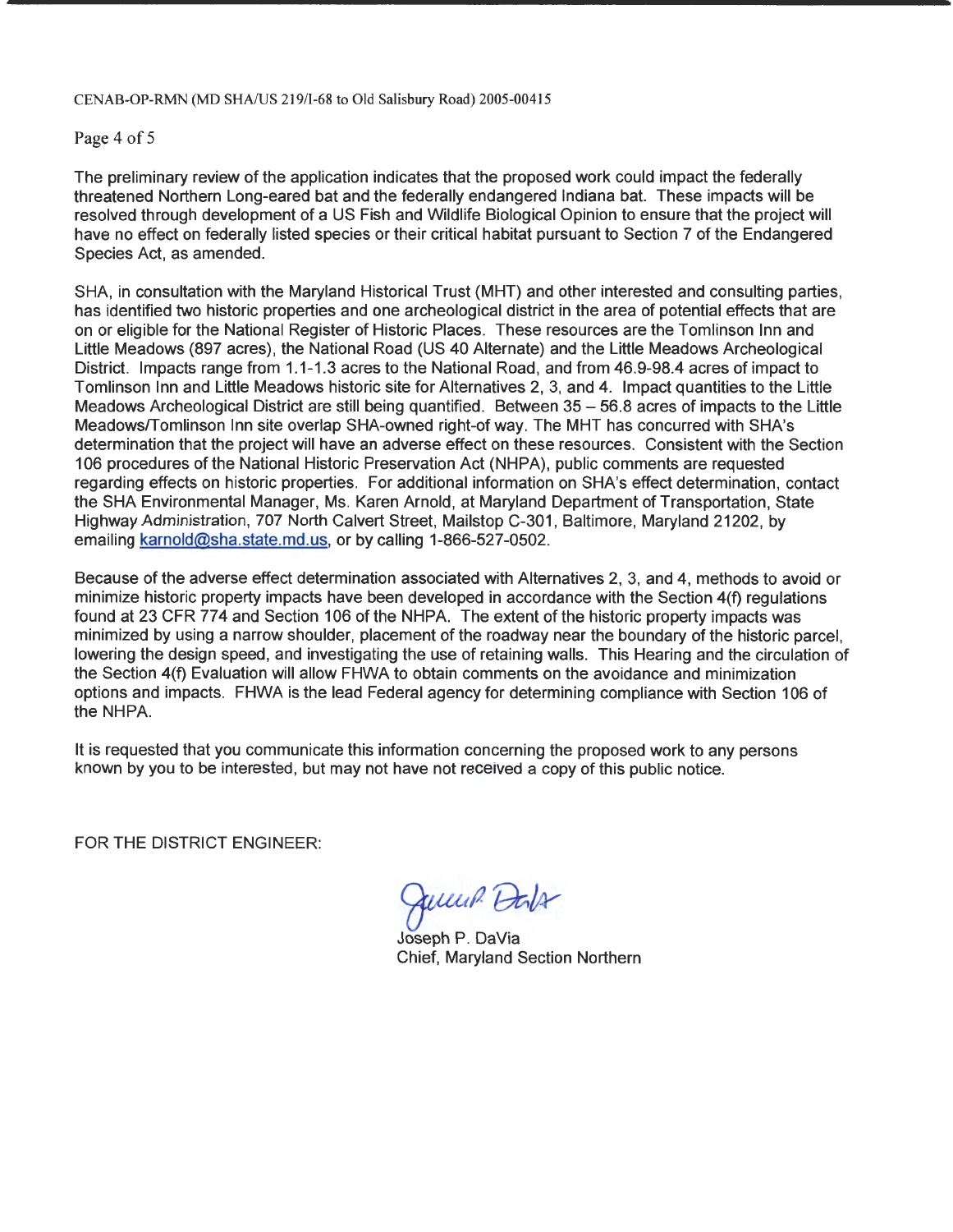The preliminary review of the application indicates that the proposed work could impact the federally threatened Northern Long-eared bat and the federally endangered Indiana bat. These impacts will be resolved through development of a US Fish and Wildlife Biological Opinion to ensure that the project will have no effect on federally listed species or their critical habitat pursuant to Section 7 of the Endangered Species Act, as amended.

SHA, in consultation with the Maryland Historical Trust (MHT) and other interested and consulting parties, has identified two historic properties and one archeological district in the area of potential effects that are on or eligible for the National Register of Historic Places. These resources are the Tomlinson Inn and Little Meadows (897 acres), the National Road (US 40 Alternate) and the Little Meadows Archeological District. Impacts range from 1.1-1.3 acres to the National Road, and from 46.9-98.4 acres of impact to Tomlinson Inn and Little Meadows historic site for Alternatives 2, 3, and 4. Impact quantities to the Little Meadows Archeological District are still being quantified. Between 35 – 56.8 acres of impacts to the Little Meadows/Tomlinson Inn site overlap SHA-owned right-of way. The MHT has concurred with SHA's determination that the project will have an adverse effect on these resources. Consistent with the Section 106 procedures of the National Historic Preservation Act (NHPA), public comments are requested regarding effects on historic properties. For additional information on SHA's effect determination, contact the SHA Environmental Manager, Ms. Karen Arnold, at Maryland Department of Transportation, State Highway Administration, 707 North Calvert Street, Mailstop C-301, Baltimore, Maryland 21202, by emailing karnold@sha.state.md.us, or by calling 1-866-527-0502.

Because of the adverse effect determination associated with Alternatives 2, 3, and 4, methods to avoid or minimize historic property impacts have been developed in accordance with the Section 4(f) regulations found at 23 CFR 774 and Section 106 of the NHPA. The extent of the historic property impacts was minimized by using a narrow shoulder, placement of the roadway near the boundary of the historic parcel, lowering the design speed, and investigating the use of retaining walls. This Hearing and the circulation of the Section 4(f) Evaluation will allow FHWA to obtain comments on the avoidance and minimization options and impacts. FHWA is the lead Federal agency for determining compliance with Section 106 of the NHPA.

It is requested that you communicate this information concerning the proposed work to any persons known by you to be interested, but may not have not received a copy of this public notice.

FOR THE DISTRICT ENGINEER:

Joseph P. DaVia
Chief, Maryland Section Northern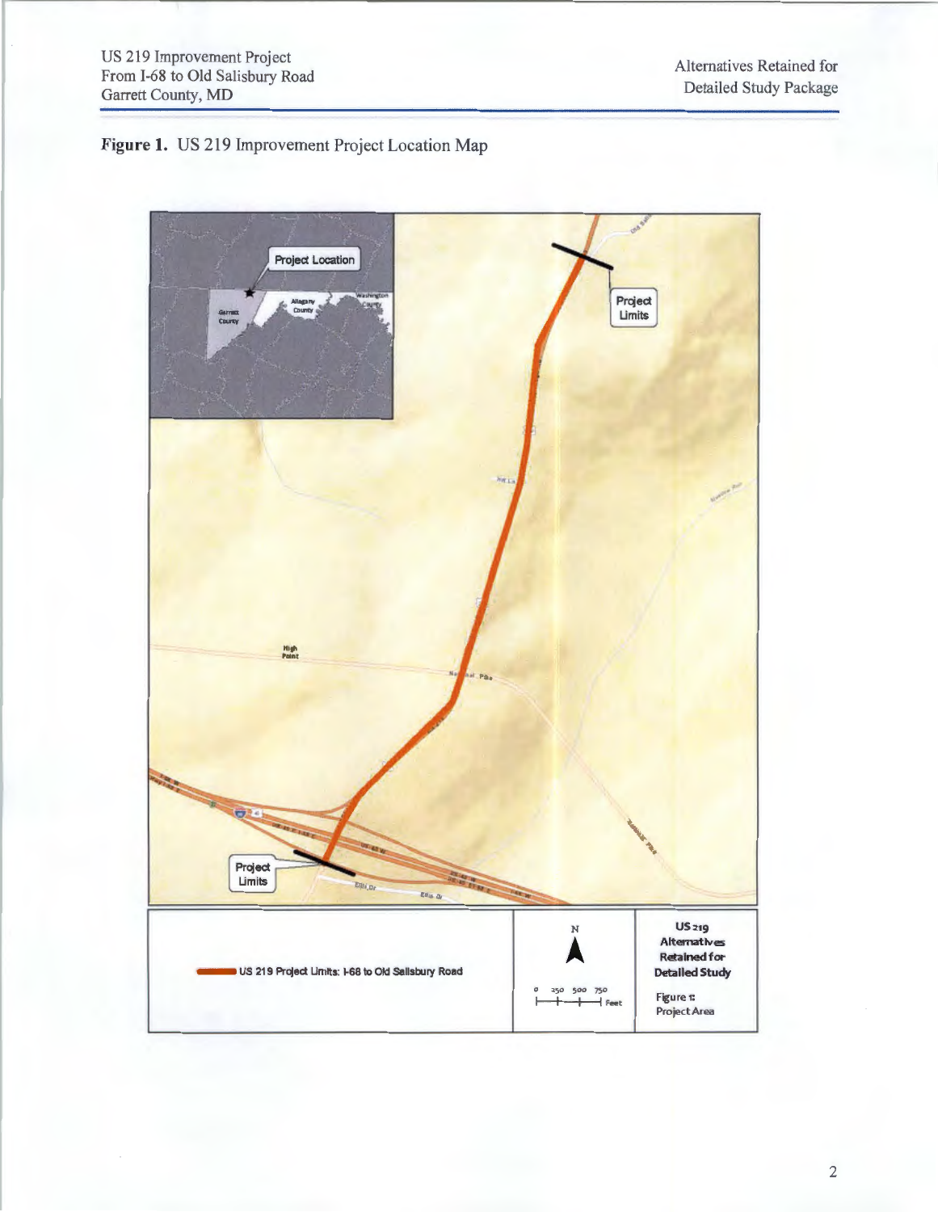**Figure 1.** US 219 Improvement Project Location Map

Project Location

Garrett County

Allegany County

Washington County

Project Limits

High Point

National Pike

Project Limits

Ellis Dr

US 219 Project Limits: I-68 to Old Salisbury Road

N

0 250 500 750 Feet

US 219 Alternatives Retained for Detailed Study

Figure 1: Project Area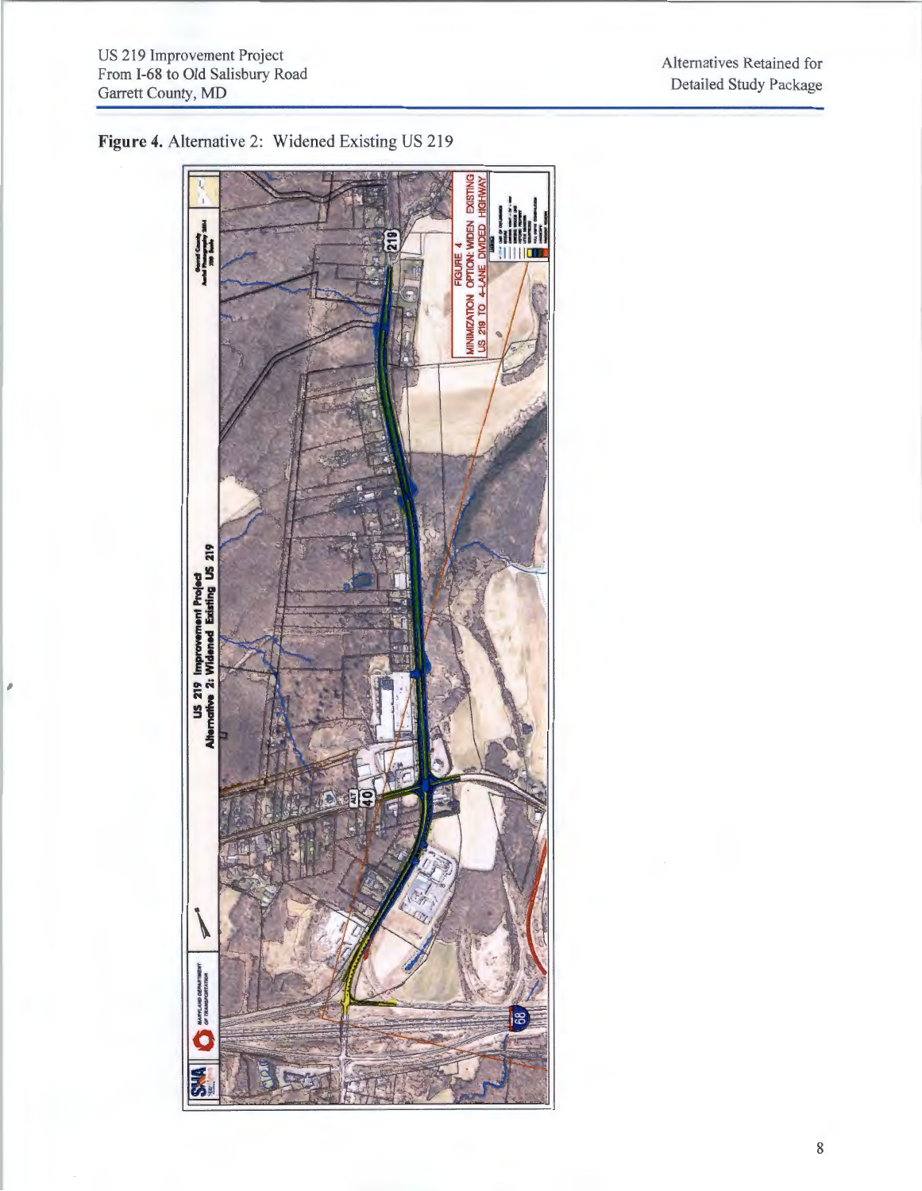**Figure 4.** Alternative 2: Widened Existing US 219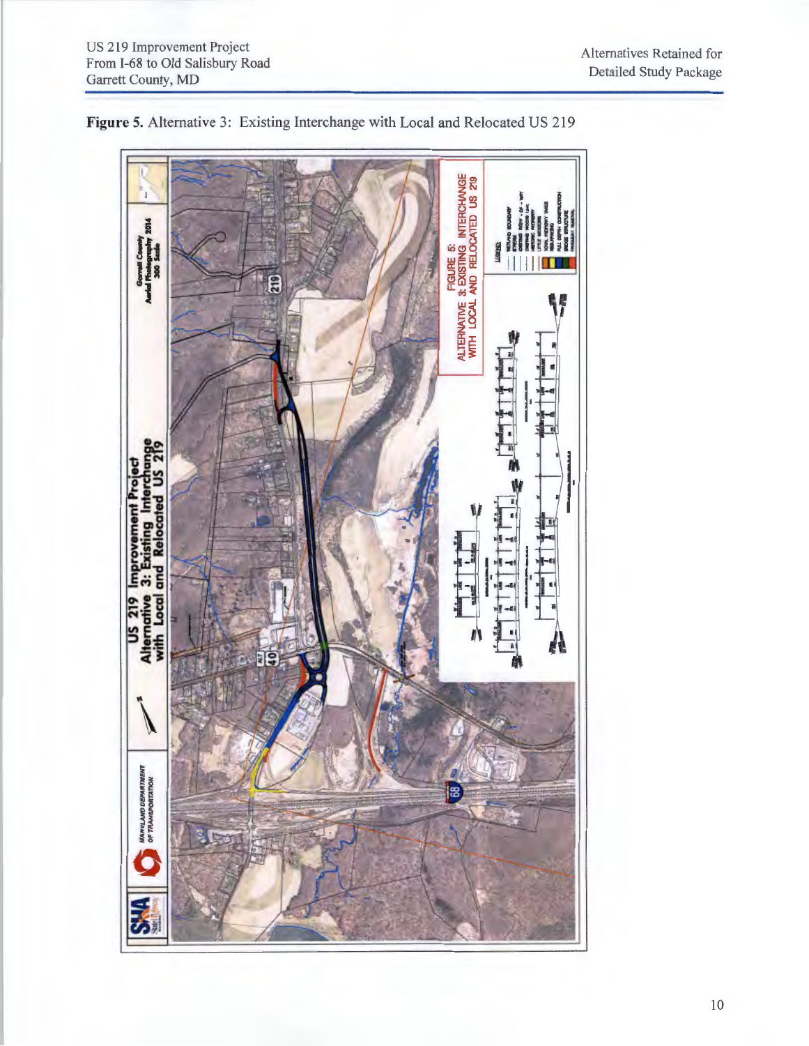**Figure 5.** Alternative 3: Existing Interchange with Local and Relocated US 219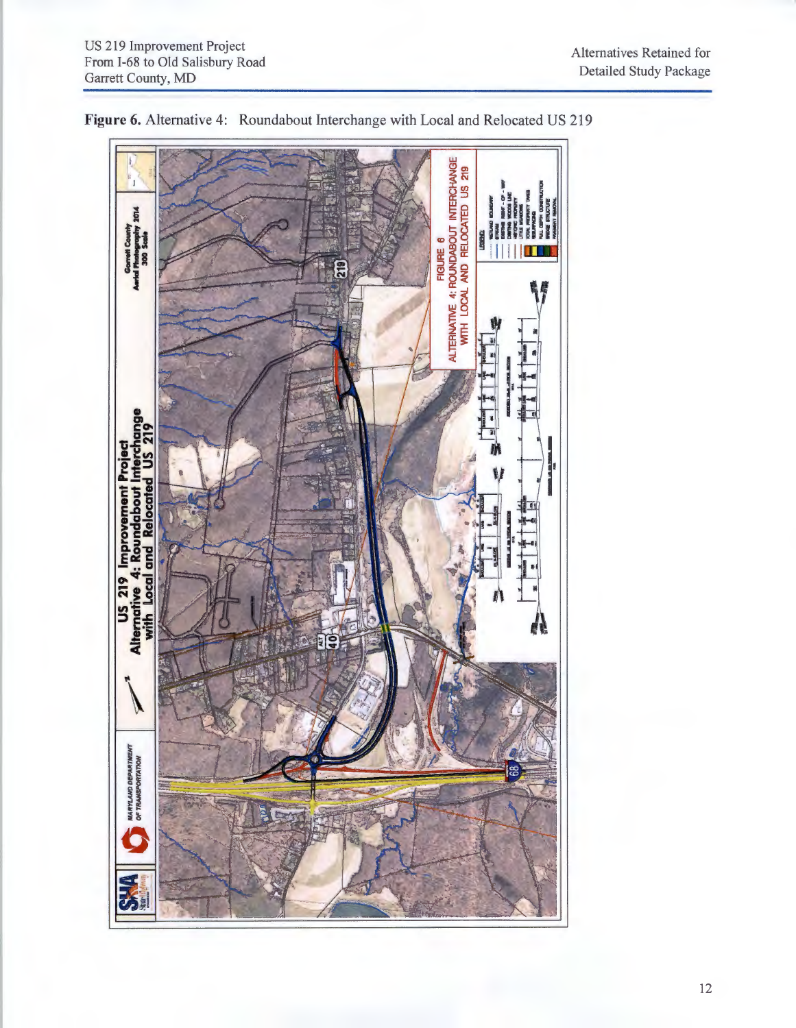**Figure 6.** Alternative 4: Roundabout Interchange with Local and Relocated US 219

US 219 Improvement Project
Alternative 4: Roundabout Interchange
with Local and Relocated US 219

MARYLAND DEPARTMENT OF TRANSPORTATION

Garrett County
Aerial Photography 2014
300 Scale

FIGURE 6
ALTERNATIVE 4: ROUNDABOUT INTERCHANGE
WITH LOCAL AND RELOCATED US 219

219

ALT 40

68